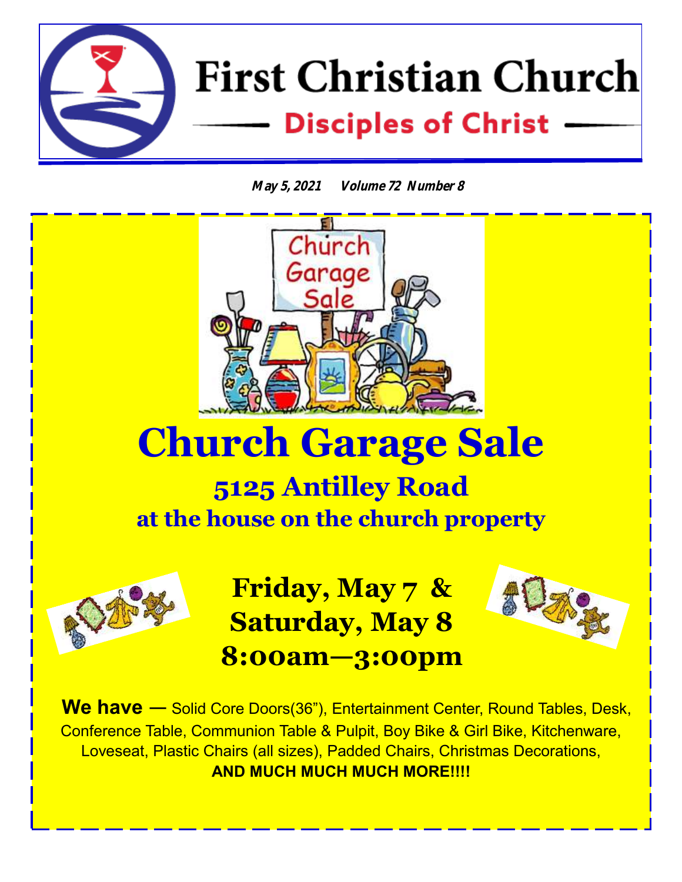# First Christian Church

## Disciples of Christ

***May 5, 2021 Volume 72 Number 8***

# Church Garage Sale

## 5125 Antilley Road

### at the house on the church property

### Friday, May 7 &
### Saturday, May 8
### 8:00am—3:00pm

**We have** — Solid Core Doors(36"), Entertainment Center, Round Tables, Desk, Conference Table, Communion Table & Pulpit, Boy Bike & Girl Bike, Kitchenware, Loveseat, Plastic Chairs (all sizes), Padded Chairs, Christmas Decorations,
**AND MUCH MUCH MUCH MORE!!!!**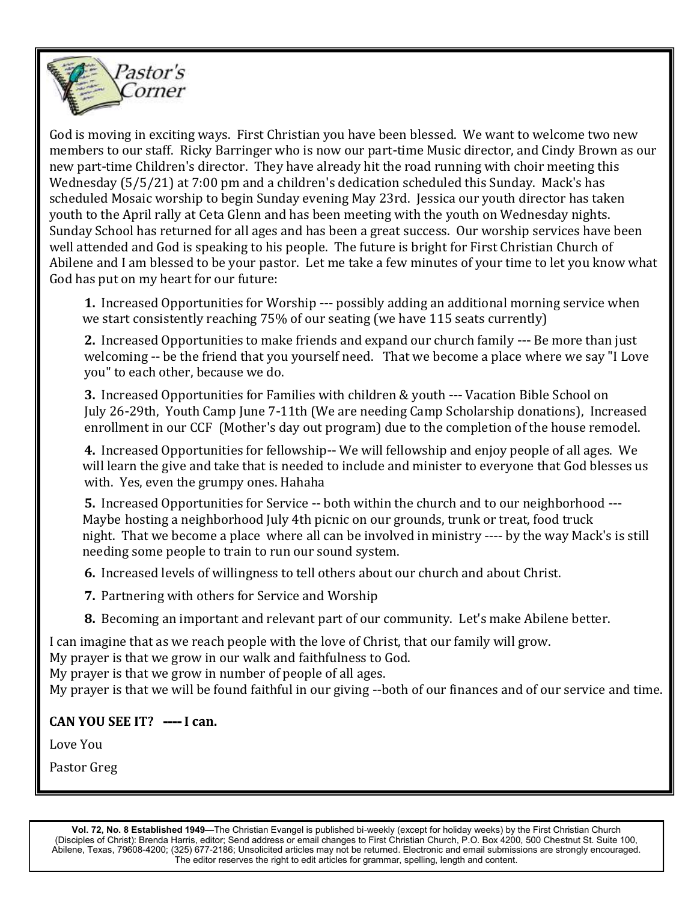## Pastor's Corner

God is moving in exciting ways. First Christian you have been blessed. We want to welcome two new members to our staff. Ricky Barringer who is now our part-time Music director, and Cindy Brown as our new part-time Children's director. They have already hit the road running with choir meeting this Wednesday (5/5/21) at 7:00 pm and a children's dedication scheduled this Sunday. Mack's has scheduled Mosaic worship to begin Sunday evening May 23rd. Jessica our youth director has taken youth to the April rally at Ceta Glenn and has been meeting with the youth on Wednesday nights. Sunday School has returned for all ages and has been a great success. Our worship services have been well attended and God is speaking to his people. The future is bright for First Christian Church of Abilene and I am blessed to be your pastor. Let me take a few minutes of your time to let you know what God has put on my heart for our future:

**1.** Increased Opportunities for Worship --- possibly adding an additional morning service when we start consistently reaching 75% of our seating (we have 115 seats currently)

**2.** Increased Opportunities to make friends and expand our church family --- Be more than just welcoming -- be the friend that you yourself need. That we become a place where we say "I Love you" to each other, because we do.

**3.** Increased Opportunities for Families with children & youth --- Vacation Bible School on July 26-29th, Youth Camp June 7-11th (We are needing Camp Scholarship donations), Increased enrollment in our CCF (Mother's day out program) due to the completion of the house remodel.

**4.** Increased Opportunities for fellowship-- We will fellowship and enjoy people of all ages. We will learn the give and take that is needed to include and minister to everyone that God blesses us with. Yes, even the grumpy ones. Hahaha

**5.** Increased Opportunities for Service -- both within the church and to our neighborhood --- Maybe hosting a neighborhood July 4th picnic on our grounds, trunk or treat, food truck night. That we become a place where all can be involved in ministry ---- by the way Mack's is still needing some people to train to run our sound system.

**6.** Increased levels of willingness to tell others about our church and about Christ.

**7.** Partnering with others for Service and Worship

**8.** Becoming an important and relevant part of our community. Let's make Abilene better.

I can imagine that as we reach people with the love of Christ, that our family will grow.
My prayer is that we grow in our walk and faithfulness to God.
My prayer is that we grow in number of people of all ages.
My prayer is that we will be found faithful in our giving --both of our finances and of our service and time.

**CAN YOU SEE IT? ---- I can.**

Love You

Pastor Greg

**Vol. 72, No. 8 Established 1949—**The Christian Evangel is published bi-weekly (except for holiday weeks) by the First Christian Church (Disciples of Christ): Brenda Harris, editor; Send address or email changes to First Christian Church, P.O. Box 4200, 500 Chestnut St. Suite 100, Abilene, Texas, 79608-4200; (325) 677-2186; Unsolicited articles may not be returned. Electronic and email submissions are strongly encouraged. The editor reserves the right to edit articles for grammar, spelling, length and content.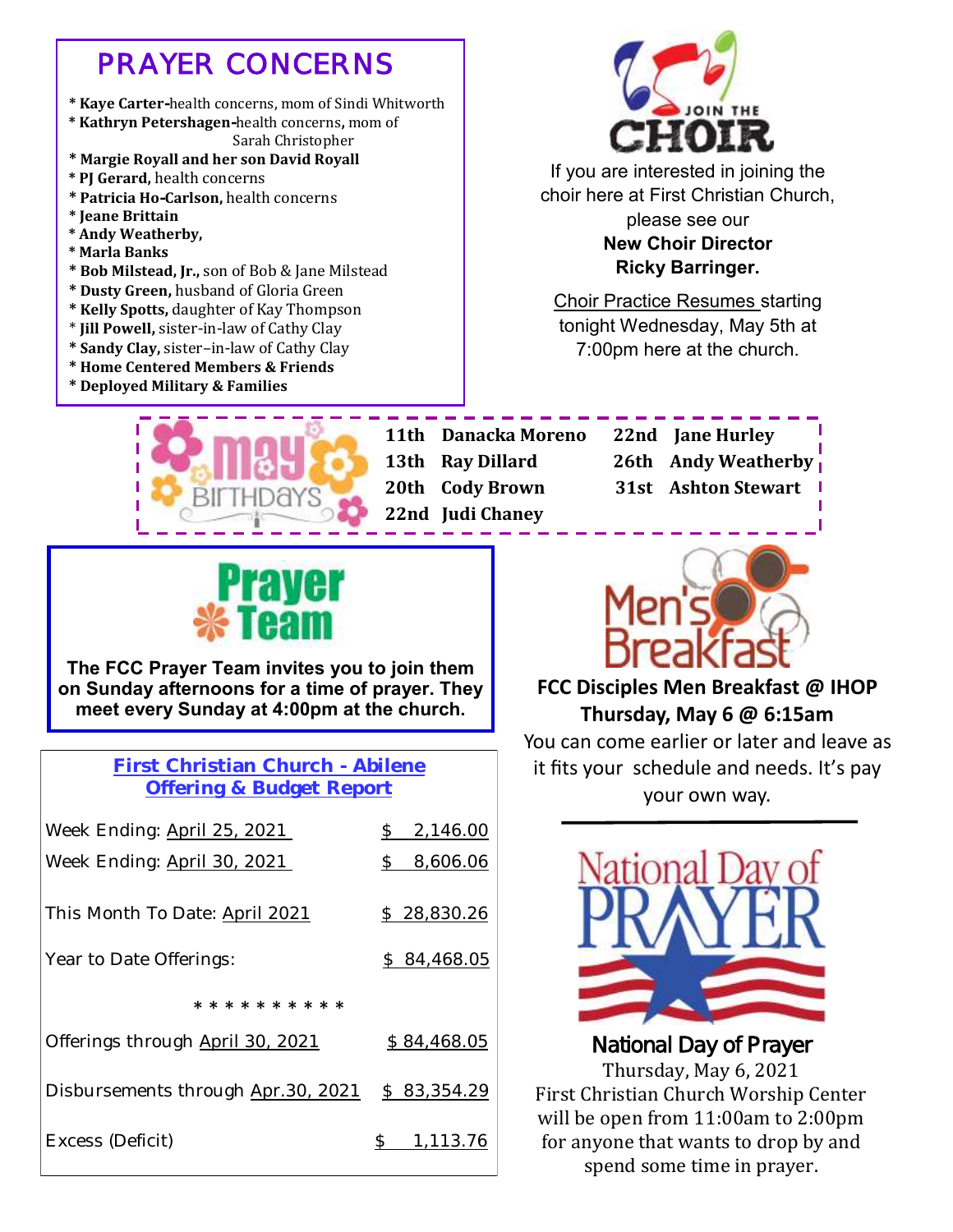## PRAYER CONCERNS

* **Kaye Carter-**health concerns, mom of Sindi Whitworth
* **Kathryn Petershagen-**health concerns**,** mom of Sarah Christopher
* **Margie Royall and her son David Royall**
* **PJ Gerard,** health concerns
* **Patricia Ho-Carlson,** health concerns
* **Jeane Brittain**
* **Andy Weatherby,**
* **Marla Banks**
* **Bob Milstead, Jr.,** son of Bob & Jane Milstead
* **Dusty Green,** husband of Gloria Green
* **Kelly Spotts,** daughter of Kay Thompson
* **Jill Powell,** sister-in-law of Cathy Clay
* **Sandy Clay,** sister–in-law of Cathy Clay
* **Home Centered Members & Friends**
* **Deployed Military & Families**

## JOIN THE CHOIR

If you are interested in joining the choir here at First Christian Church, please see our **New Choir Director Ricky Barringer.**

Choir Practice Resumes starting tonight Wednesday, May 5th at 7:00pm here at the church.

## May Birthdays

| | | | |
|---|---|---|---|
| **11th** | **Danacka Moreno** | **22nd** | **Jane Hurley** |
| **13th** | **Ray Dillard** | **26th** | **Andy Weatherby** |
| **20th** | **Cody Brown** | **31st** | **Ashton Stewart** |
| **22nd** | **Judi Chaney** | | |

## Prayer Team

**The FCC Prayer Team invites you to join them on Sunday afternoons for a time of prayer. They meet every Sunday at 4:00pm at the church.**

## Men's Breakfast

**FCC Disciples Men Breakfast @ IHOP**
**Thursday, May 6 @ 6:15am**

You can come earlier or later and leave as it fits your schedule and needs. It's pay your own way.

### First Christian Church - Abilene
### Offering & Budget Report

| | |
|---|---|
| Week Ending: April 25, 2021 | $ 2,146.00 |
| Week Ending: April 30, 2021 | $ 8,606.06 |
| This Month To Date: April 2021 | $ 28,830.26 |
| Year to Date Offerings: | $ 84,468.05 |

* * * * * * * * * *

| | |
|---|---|
| Offerings through April 30, 2021 | $ 84,468.05 |
| Disbursements through Apr.30, 2021 | $ 83,354.29 |
| Excess (Deficit) | $ 1,113.76 |

## National Day of Prayer

**National Day of Prayer**

Thursday, May 6, 2021
First Christian Church Worship Center will be open from 11:00am to 2:00pm for anyone that wants to drop by and spend some time in prayer.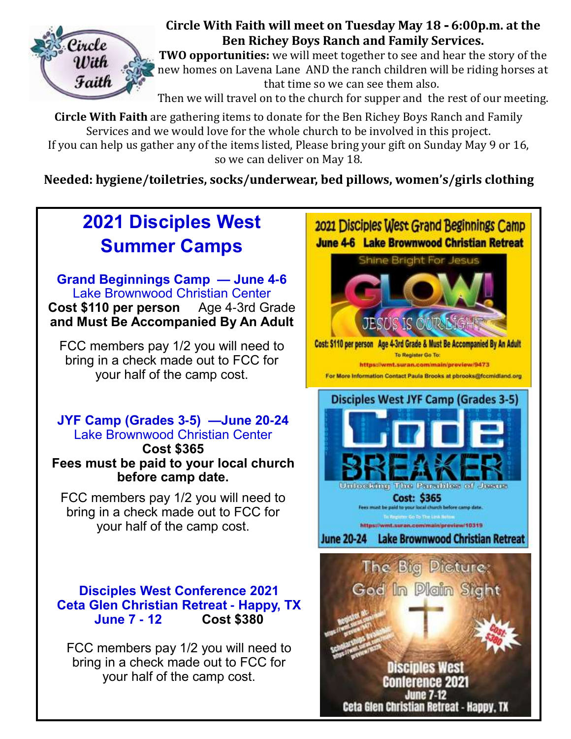**Circle With Faith will meet on Tuesday May 18 - 6:00p.m. at the Ben Richey Boys Ranch and Family Services.**

**TWO opportunities:** we will meet together to see and hear the story of the new homes on Lavena Lane AND the ranch children will be riding horses at that time so we can see them also.

Then we will travel on to the church for supper and the rest of our meeting.

**Circle With Faith** are gathering items to donate for the Ben Richey Boys Ranch and Family Services and we would love for the whole church to be involved in this project. If you can help us gather any of the items listed, Please bring your gift on Sunday May 9 or 16, so we can deliver on May 18.

**Needed: hygiene/toiletries, socks/underwear, bed pillows, women's/girls clothing**

# 2021 Disciples West Summer Camps

### Grand Beginnings Camp — June 4-6

Lake Brownwood Christian Center

**Cost $110 per person** Age 4-3rd Grade **and Must Be Accompanied By An Adult**

FCC members pay 1/2 you will need to bring in a check made out to FCC for your half of the camp cost.

2021 Disciples West Grand Beginnings Camp
June 4-6 Lake Brownwood Christian Retreat
Shine Bright For Jesus
GLOW!
JESUS IS OUR LIGHT
Cost: $110 per person Age 4-3rd Grade & Must Be Accompanied By An Adult
To Register Go To:
https://wmt.suran.com/main/preview/9473
For More Information Contact Paula Brooks at pbrooks@fccmidland.org

### JYF Camp (Grades 3-5) —June 20-24

Lake Brownwood Christian Center

**Cost $365**

**Fees must be paid to your local church before camp date.**

FCC members pay 1/2 you will need to bring in a check made out to FCC for your half of the camp cost.

Disciples West JYF Camp (Grades 3-5)
Code BREAKER
Unlocking The Parables of Jesus
Cost: $365
Fees must be paid to your local church before camp date.
To Register Go To The Link Below
https://wmt.suran.com/main/preview/10319
June 20-24 Lake Brownwood Christian Retreat

### Disciples West Conference 2021

### Ceta Glen Christian Retreat - Happy, TX

### June 7 - 12 Cost $380

FCC members pay 1/2 you will need to bring in a check made out to FCC for your half of the camp cost.

The Big Picture: God In Plain Sight
Register at: https://wmt.suran.com/main/preview/9471
Scholarships Available: https://wmt.suran.com/main/preview/9529
Cost: $380
Disciples West Conference 2021
June 7-12
Ceta Glen Christian Retreat - Happy, TX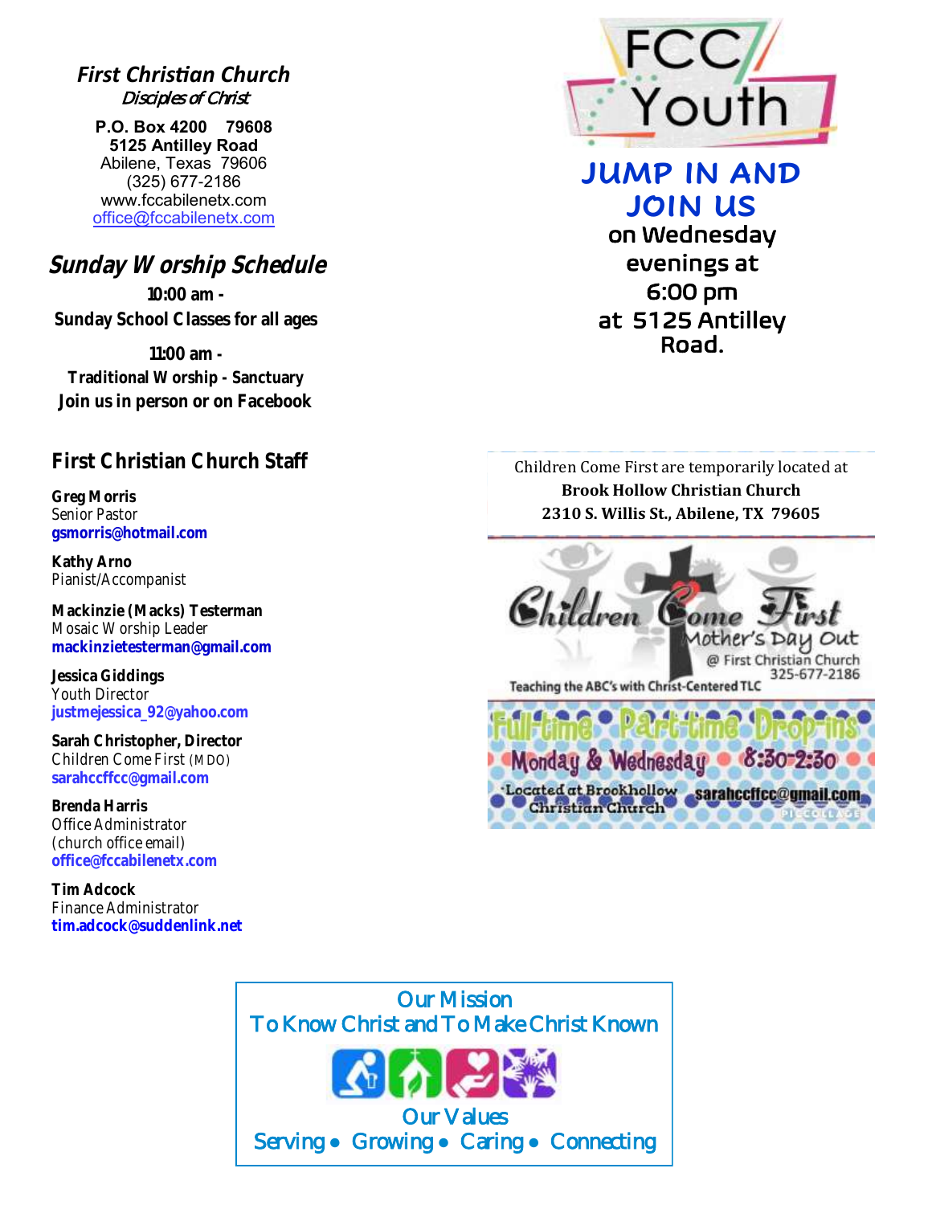## *First Christian Church*

*Disciples of Christ*

**P.O. Box 4200 79608**
**5125 Antilley Road**
Abilene, Texas 79606
(325) 677-2186
www.fccabilenetx.com
office@fccabilenetx.com

## *Sunday Worship Schedule*

**10:00 am -**
**Sunday School Classes for all ages**

**11:00 am -**
**Traditional Worship - Sanctuary**
**Join us in person or on Facebook**

## First Christian Church Staff

**Greg Morris**
Senior Pastor
**gsmorris@hotmail.com**

**Kathy Arno**
Pianist/Accompanist

**Mackinzie (Macks) Testerman**
Mosaic Worship Leader
**mackinzietesterman@gmail.com**

**Jessica Giddings**
Youth Director
**justmejessica_92@yahoo.com**

**Sarah Christopher, Director**
Children Come First (MDO)
**sarahccffcc@gmail.com**

**Brenda Harris**
Office Administrator
(church office email)
**office@fccabilenetx.com**

**Tim Adcock**
Finance Administrator
**tim.adcock@suddenlink.net**

FCC Youth

**JUMP IN AND JOIN US**
on Wednesday evenings at 6:00 pm at 5125 Antilley Road.

Children Come First are temporarily located at
**Brook Hollow Christian Church**
**2310 S. Willis St., Abilene, TX 79605**

Children Come First
Mother's Day Out
@ First Christian Church
325-677-2186
Teaching the ABC's with Christ-Centered TLC

Full-time • Part-time • Drop-ins
Monday & Wednesday • 8:30-2:30
Located at Brookhollow Christian Church
sarahccffcc@gmail.com

Our Mission
To Know Christ and To Make Christ Known

Our Values
Serving • Growing • Caring • Connecting